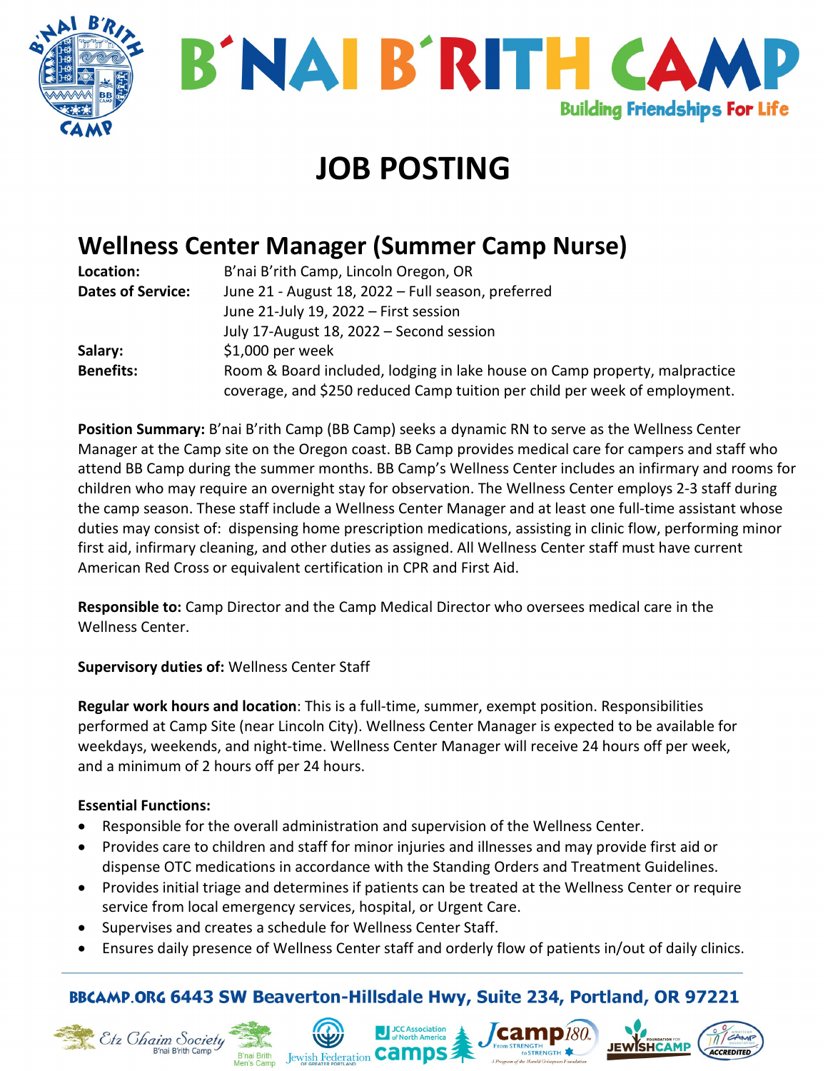# B'NAI B'RITH CAMP

Building Friendships For Life

# JOB POSTING

## Wellness Center Manager (Summer Camp Nurse)

**Location:** B'nai B'rith Camp, Lincoln Oregon, OR

**Dates of Service:** June 21 - August 18, 2022 – Full season, preferred
June 21-July 19, 2022 – First session
July 17-August 18, 2022 – Second session

**Salary:** $1,000 per week

**Benefits:** Room & Board included, lodging in lake house on Camp property, malpractice coverage, and $250 reduced Camp tuition per child per week of employment.

**Position Summary:** B'nai B'rith Camp (BB Camp) seeks a dynamic RN to serve as the Wellness Center Manager at the Camp site on the Oregon coast. BB Camp provides medical care for campers and staff who attend BB Camp during the summer months. BB Camp's Wellness Center includes an infirmary and rooms for children who may require an overnight stay for observation. The Wellness Center employs 2-3 staff during the camp season. These staff include a Wellness Center Manager and at least one full-time assistant whose duties may consist of: dispensing home prescription medications, assisting in clinic flow, performing minor first aid, infirmary cleaning, and other duties as assigned. All Wellness Center staff must have current American Red Cross or equivalent certification in CPR and First Aid.

**Responsible to:** Camp Director and the Camp Medical Director who oversees medical care in the Wellness Center.

**Supervisory duties of:** Wellness Center Staff

**Regular work hours and location**: This is a full-time, summer, exempt position. Responsibilities performed at Camp Site (near Lincoln City). Wellness Center Manager is expected to be available for weekdays, weekends, and night-time. Wellness Center Manager will receive 24 hours off per week, and a minimum of 2 hours off per 24 hours.

**Essential Functions:**

- Responsible for the overall administration and supervision of the Wellness Center.
- Provides care to children and staff for minor injuries and illnesses and may provide first aid or dispense OTC medications in accordance with the Standing Orders and Treatment Guidelines.
- Provides initial triage and determines if patients can be treated at the Wellness Center or require service from local emergency services, hospital, or Urgent Care.
- Supervises and creates a schedule for Wellness Center Staff.
- Ensures daily presence of Wellness Center staff and orderly flow of patients in/out of daily clinics.

BBCAMP.ORG 6443 SW Beaverton-Hillsdale Hwy, Suite 234, Portland, OR 97221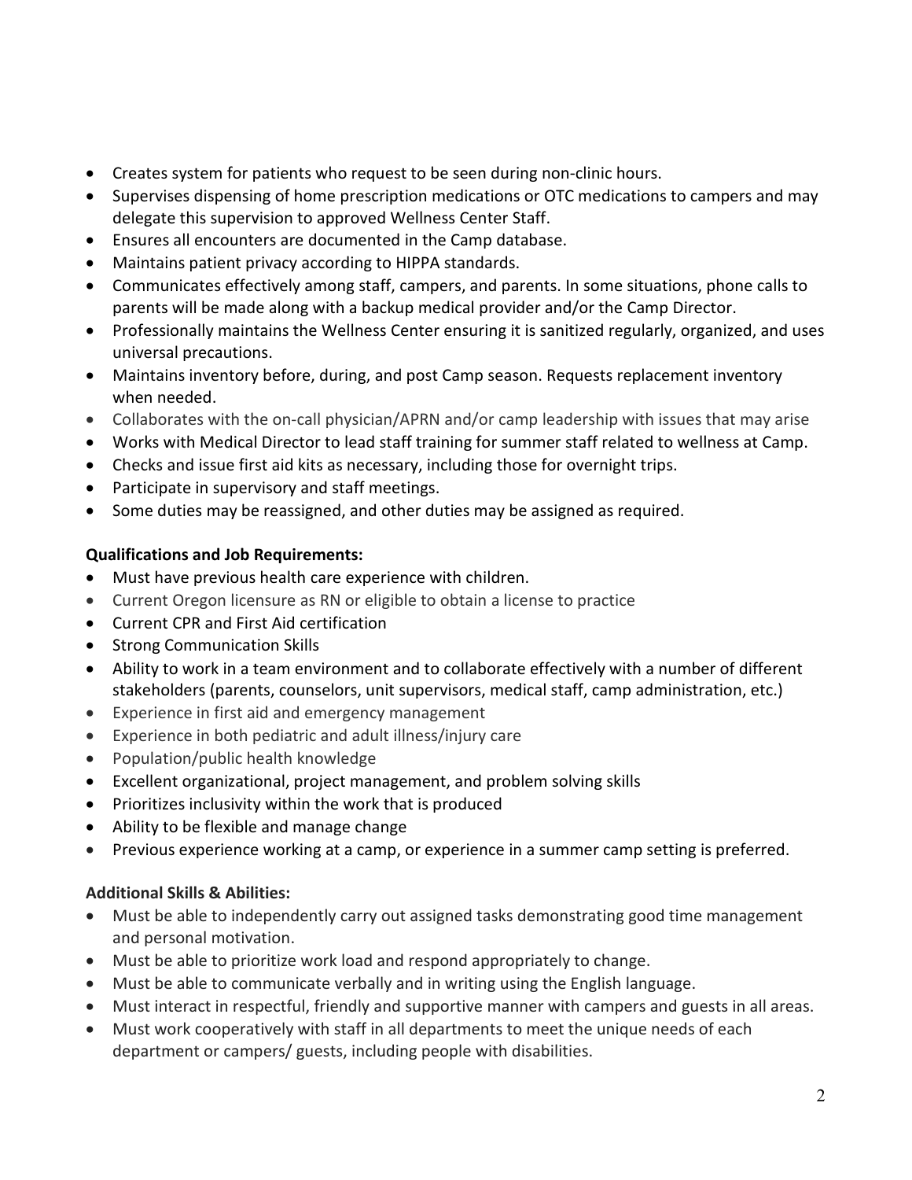- Creates system for patients who request to be seen during non-clinic hours.
- Supervises dispensing of home prescription medications or OTC medications to campers and may delegate this supervision to approved Wellness Center Staff.
- Ensures all encounters are documented in the Camp database.
- Maintains patient privacy according to HIPPA standards.
- Communicates effectively among staff, campers, and parents. In some situations, phone calls to parents will be made along with a backup medical provider and/or the Camp Director.
- Professionally maintains the Wellness Center ensuring it is sanitized regularly, organized, and uses universal precautions.
- Maintains inventory before, during, and post Camp season. Requests replacement inventory when needed.
- Collaborates with the on-call physician/APRN and/or camp leadership with issues that may arise
- Works with Medical Director to lead staff training for summer staff related to wellness at Camp.
- Checks and issue first aid kits as necessary, including those for overnight trips.
- Participate in supervisory and staff meetings.
- Some duties may be reassigned, and other duties may be assigned as required.

**Qualifications and Job Requirements:**

- Must have previous health care experience with children.
- Current Oregon licensure as RN or eligible to obtain a license to practice
- Current CPR and First Aid certification
- Strong Communication Skills
- Ability to work in a team environment and to collaborate effectively with a number of different stakeholders (parents, counselors, unit supervisors, medical staff, camp administration, etc.)
- Experience in first aid and emergency management
- Experience in both pediatric and adult illness/injury care
- Population/public health knowledge
- Excellent organizational, project management, and problem solving skills
- Prioritizes inclusivity within the work that is produced
- Ability to be flexible and manage change
- Previous experience working at a camp, or experience in a summer camp setting is preferred.

**Additional Skills & Abilities:**

- Must be able to independently carry out assigned tasks demonstrating good time management and personal motivation.
- Must be able to prioritize work load and respond appropriately to change.
- Must be able to communicate verbally and in writing using the English language.
- Must interact in respectful, friendly and supportive manner with campers and guests in all areas.
- Must work cooperatively with staff in all departments to meet the unique needs of each department or campers/ guests, including people with disabilities.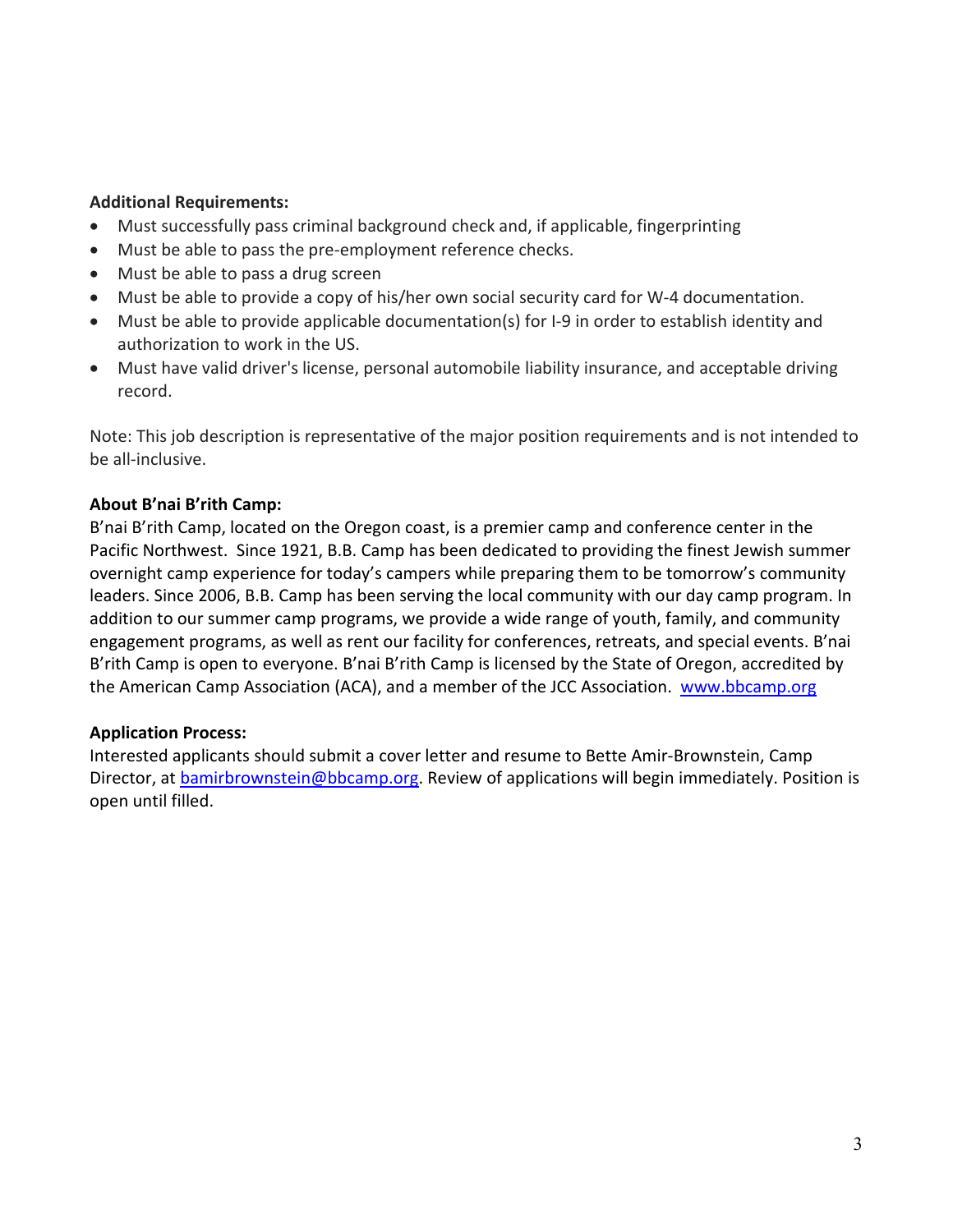**Additional Requirements:**

- Must successfully pass criminal background check and, if applicable, fingerprinting
- Must be able to pass the pre-employment reference checks.
- Must be able to pass a drug screen
- Must be able to provide a copy of his/her own social security card for W-4 documentation.
- Must be able to provide applicable documentation(s) for I-9 in order to establish identity and authorization to work in the US.
- Must have valid driver's license, personal automobile liability insurance, and acceptable driving record.

Note: This job description is representative of the major position requirements and is not intended to be all-inclusive.

**About B'nai B'rith Camp:**

B'nai B'rith Camp, located on the Oregon coast, is a premier camp and conference center in the Pacific Northwest. Since 1921, B.B. Camp has been dedicated to providing the finest Jewish summer overnight camp experience for today's campers while preparing them to be tomorrow's community leaders. Since 2006, B.B. Camp has been serving the local community with our day camp program. In addition to our summer camp programs, we provide a wide range of youth, family, and community engagement programs, as well as rent our facility for conferences, retreats, and special events. B'nai B'rith Camp is open to everyone. B'nai B'rith Camp is licensed by the State of Oregon, accredited by the American Camp Association (ACA), and a member of the JCC Association. www.bbcamp.org

**Application Process:**

Interested applicants should submit a cover letter and resume to Bette Amir-Brownstein, Camp Director, at bamirbrownstein@bbcamp.org. Review of applications will begin immediately. Position is open until filled.